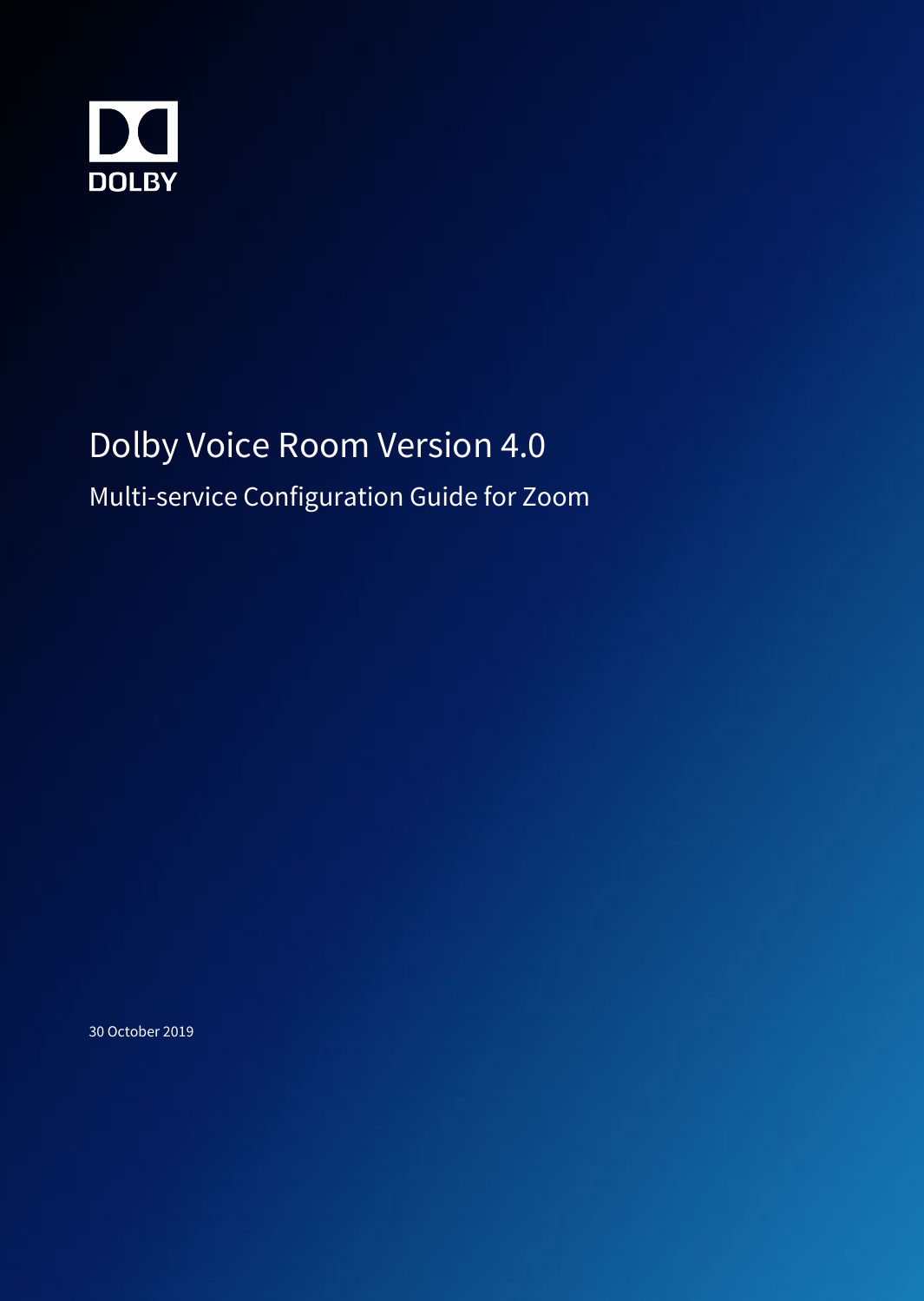DOLBY

# Dolby Voice Room Version 4.0

## Multi-service Configuration Guide for Zoom

30 October 2019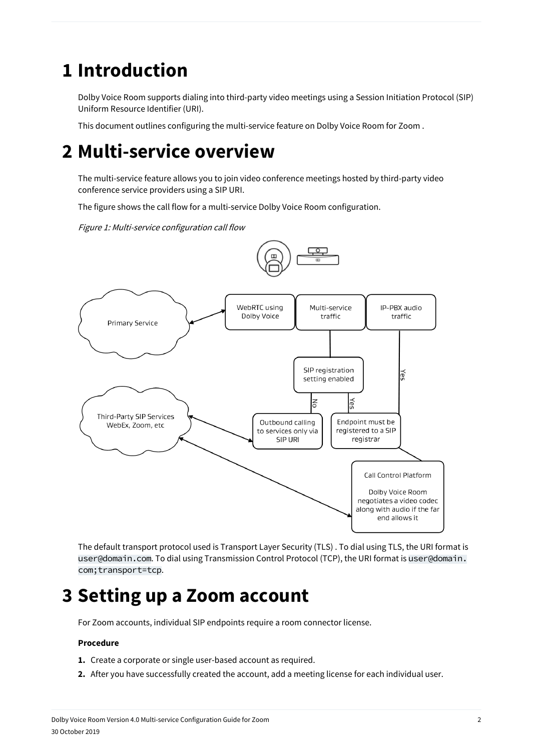# 1 Introduction

Dolby Voice Room supports dialing into third-party video meetings using a Session Initiation Protocol (SIP) Uniform Resource Identifier (URI).

This document outlines configuring the multi-service feature on Dolby Voice Room for Zoom .

# 2 Multi-service overview

The multi-service feature allows you to join video conference meetings hosted by third-party video conference service providers using a SIP URI.

The figure shows the call flow for a multi-service Dolby Voice Room configuration.

*Figure 1: Multi-service configuration call flow*

The default transport protocol used is Transport Layer Security (TLS) . To dial using TLS, the URI format is `user@domain.com`. To dial using Transmission Control Protocol (TCP), the URI format is `user@domain.com;transport=tcp`.

# 3 Setting up a Zoom account

For Zoom accounts, individual SIP endpoints require a room connector license.

**Procedure**

1. Create a corporate or single user-based account as required.
2. After you have successfully created the account, add a meeting license for each individual user.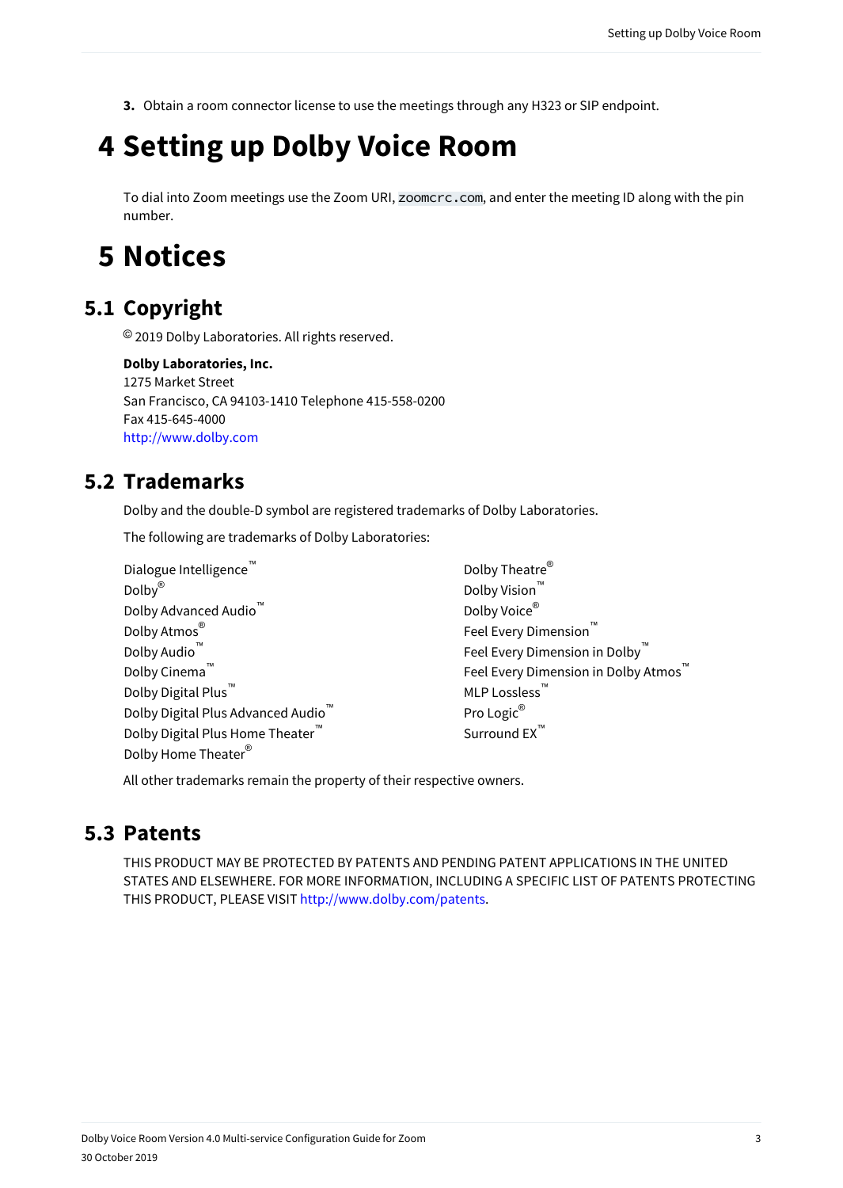3. Obtain a room connector license to use the meetings through any H323 or SIP endpoint.

# 4 Setting up Dolby Voice Room

To dial into Zoom meetings use the Zoom URI, `zoomcrc.com`, and enter the meeting ID along with the pin number.

# 5 Notices

## 5.1 Copyright

© 2019 Dolby Laboratories. All rights reserved.

**Dolby Laboratories, Inc.**
1275 Market Street
San Francisco, CA 94103-1410 Telephone 415-558-0200
Fax 415-645-4000
http://www.dolby.com

## 5.2 Trademarks

Dolby and the double-D symbol are registered trademarks of Dolby Laboratories.

The following are trademarks of Dolby Laboratories:

Dialogue Intelligence™
Dolby®
Dolby Advanced Audio™
Dolby Atmos®
Dolby Audio™
Dolby Cinema™
Dolby Digital Plus™
Dolby Digital Plus Advanced Audio™
Dolby Digital Plus Home Theater™
Dolby Home Theater®
Dolby Theatre®
Dolby Vision™
Dolby Voice®
Feel Every Dimension™
Feel Every Dimension in Dolby™
Feel Every Dimension in Dolby Atmos™
MLP Lossless™
Pro Logic®
Surround EX™

All other trademarks remain the property of their respective owners.

## 5.3 Patents

THIS PRODUCT MAY BE PROTECTED BY PATENTS AND PENDING PATENT APPLICATIONS IN THE UNITED STATES AND ELSEWHERE. FOR MORE INFORMATION, INCLUDING A SPECIFIC LIST OF PATENTS PROTECTING THIS PRODUCT, PLEASE VISIT http://www.dolby.com/patents.